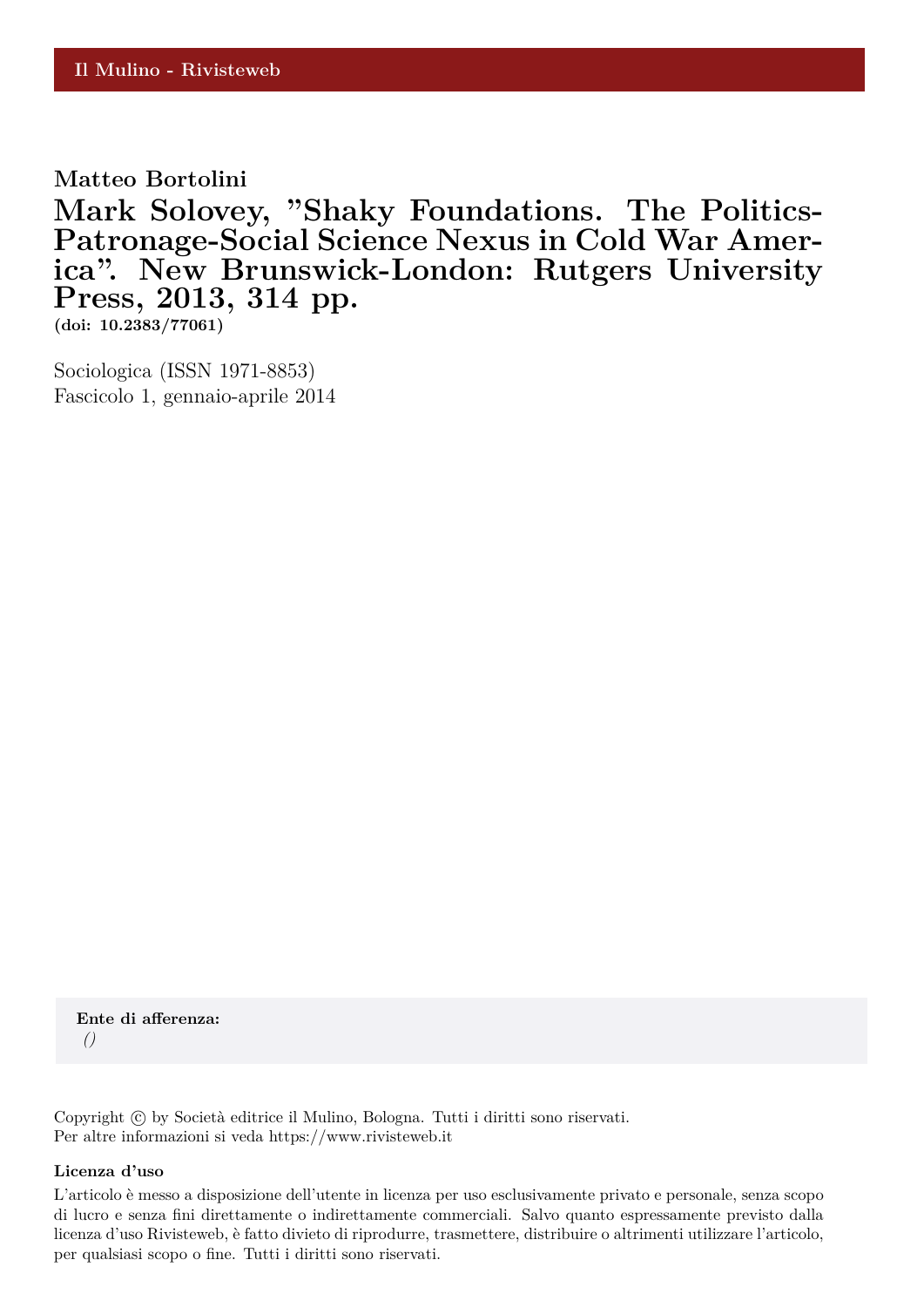Il Mulino - Rivisteweb

**Matteo Bortolini**

# Mark Solovey, "Shaky Foundations. The Politics-Patronage-Social Science Nexus in Cold War America". New Brunswick-London: Rutgers University Press, 2013, 314 pp.

**(doi: 10.2383/77061)**

Sociologica (ISSN 1971-8853)
Fascicolo 1, gennaio-aprile 2014

**Ente di afferenza:**
*()*

Copyright © by Società editrice il Mulino, Bologna. Tutti i diritti sono riservati.
Per altre informazioni si veda https://www.rivisteweb.it

**Licenza d'uso**

L'articolo è messo a disposizione dell'utente in licenza per uso esclusivamente privato e personale, senza scopo di lucro e senza fini direttamente o indirettamente commerciali. Salvo quanto espressamente previsto dalla licenza d'uso Rivisteweb, è fatto divieto di riprodurre, trasmettere, distribuire o altrimenti utilizzare l'articolo, per qualsiasi scopo o fine. Tutti i diritti sono riservati.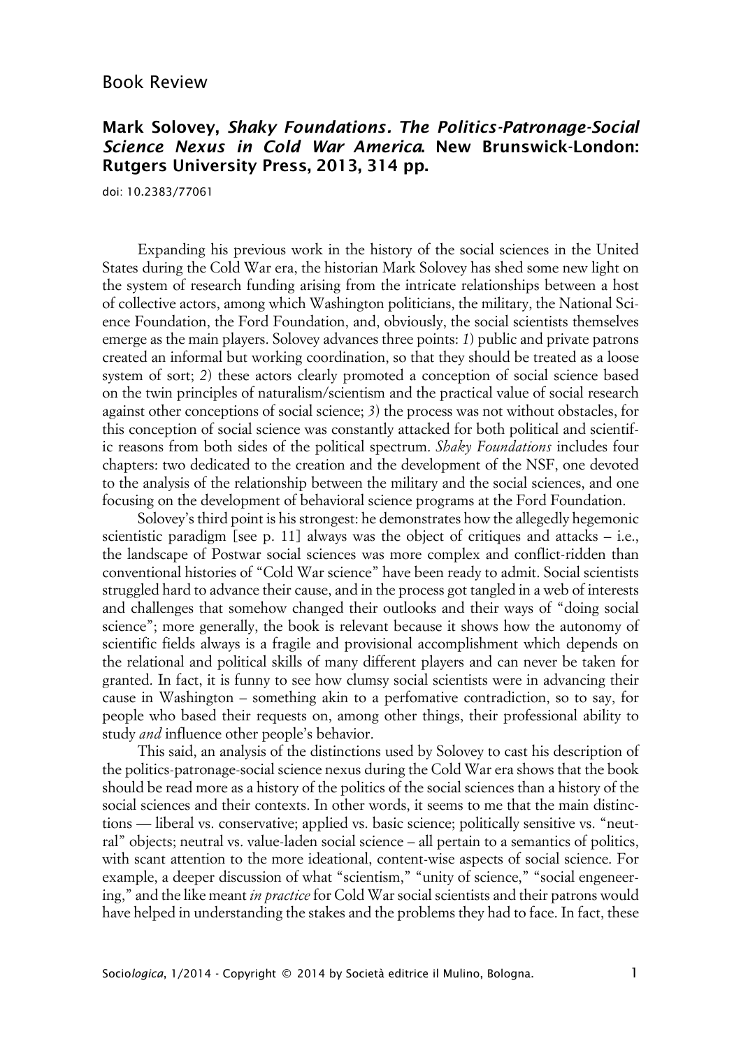Book Review

## Mark Solovey, *Shaky Foundations. The Politics-Patronage-Social Science Nexus in Cold War America*. New Brunswick-London: Rutgers University Press, 2013, 314 pp.

doi: 10.2383/77061

Expanding his previous work in the history of the social sciences in the United States during the Cold War era, the historian Mark Solovey has shed some new light on the system of research funding arising from the intricate relationships between a host of collective actors, among which Washington politicians, the military, the National Science Foundation, the Ford Foundation, and, obviously, the social scientists themselves emerge as the main players. Solovey advances three points: *1*) public and private patrons created an informal but working coordination, so that they should be treated as a loose system of sort; *2*) these actors clearly promoted a conception of social science based on the twin principles of naturalism/scientism and the practical value of social research against other conceptions of social science; *3*) the process was not without obstacles, for this conception of social science was constantly attacked for both political and scientific reasons from both sides of the political spectrum. *Shaky Foundations* includes four chapters: two dedicated to the creation and the development of the NSF, one devoted to the analysis of the relationship between the military and the social sciences, and one focusing on the development of behavioral science programs at the Ford Foundation.

Solovey's third point is his strongest: he demonstrates how the allegedly hegemonic scientistic paradigm [see p. 11] always was the object of critiques and attacks – i.e., the landscape of Postwar social sciences was more complex and conflict-ridden than conventional histories of "Cold War science" have been ready to admit. Social scientists struggled hard to advance their cause, and in the process got tangled in a web of interests and challenges that somehow changed their outlooks and their ways of "doing social science"; more generally, the book is relevant because it shows how the autonomy of scientific fields always is a fragile and provisional accomplishment which depends on the relational and political skills of many different players and can never be taken for granted. In fact, it is funny to see how clumsy social scientists were in advancing their cause in Washington – something akin to a perfomative contradiction, so to say, for people who based their requests on, among other things, their professional ability to study *and* influence other people's behavior.

This said, an analysis of the distinctions used by Solovey to cast his description of the politics-patronage-social science nexus during the Cold War era shows that the book should be read more as a history of the politics of the social sciences than a history of the social sciences and their contexts. In other words, it seems to me that the main distinctions — liberal vs. conservative; applied vs. basic science; politically sensitive vs. "neutral" objects; neutral vs. value-laden social science – all pertain to a semantics of politics, with scant attention to the more ideational, content-wise aspects of social science. For example, a deeper discussion of what "scientism," "unity of science," "social engeneering," and the like meant *in practice* for Cold War social scientists and their patrons would have helped in understanding the stakes and the problems they had to face. In fact, these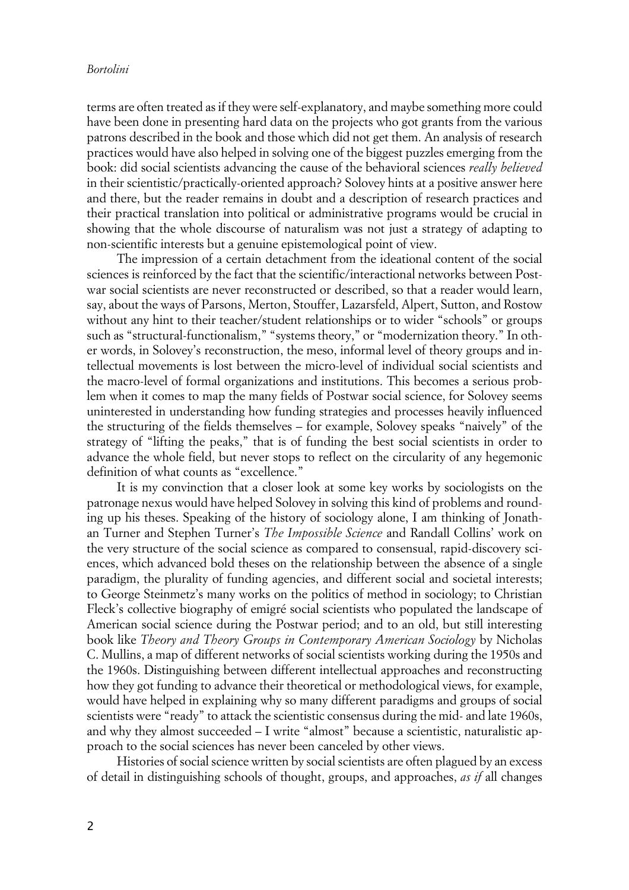terms are often treated as if they were self-explanatory, and maybe something more could have been done in presenting hard data on the projects who got grants from the various patrons described in the book and those which did not get them. An analysis of research practices would have also helped in solving one of the biggest puzzles emerging from the book: did social scientists advancing the cause of the behavioral sciences *really believed* in their scientistic/practically-oriented approach? Solovey hints at a positive answer here and there, but the reader remains in doubt and a description of research practices and their practical translation into political or administrative programs would be crucial in showing that the whole discourse of naturalism was not just a strategy of adapting to non-scientific interests but a genuine epistemological point of view.

The impression of a certain detachment from the ideational content of the social sciences is reinforced by the fact that the scientific/interactional networks between Postwar social scientists are never reconstructed or described, so that a reader would learn, say, about the ways of Parsons, Merton, Stouffer, Lazarsfeld, Alpert, Sutton, and Rostow without any hint to their teacher/student relationships or to wider "schools" or groups such as "structural-functionalism," "systems theory," or "modernization theory." In other words, in Solovey's reconstruction, the meso, informal level of theory groups and intellectual movements is lost between the micro-level of individual social scientists and the macro-level of formal organizations and institutions. This becomes a serious problem when it comes to map the many fields of Postwar social science, for Solovey seems uninterested in understanding how funding strategies and processes heavily influenced the structuring of the fields themselves – for example, Solovey speaks "naively" of the strategy of "lifting the peaks," that is of funding the best social scientists in order to advance the whole field, but never stops to reflect on the circularity of any hegemonic definition of what counts as "excellence."

It is my convinction that a closer look at some key works by sociologists on the patronage nexus would have helped Solovey in solving this kind of problems and rounding up his theses. Speaking of the history of sociology alone, I am thinking of Jonathan Turner and Stephen Turner's *The Impossible Science* and Randall Collins' work on the very structure of the social science as compared to consensual, rapid-discovery sciences, which advanced bold theses on the relationship between the absence of a single paradigm, the plurality of funding agencies, and different social and societal interests; to George Steinmetz's many works on the politics of method in sociology; to Christian Fleck's collective biography of emigré social scientists who populated the landscape of American social science during the Postwar period; and to an old, but still interesting book like *Theory and Theory Groups in Contemporary American Sociology* by Nicholas C. Mullins, a map of different networks of social scientists working during the 1950s and the 1960s. Distinguishing between different intellectual approaches and reconstructing how they got funding to advance their theoretical or methodological views, for example, would have helped in explaining why so many different paradigms and groups of social scientists were "ready" to attack the scientistic consensus during the mid- and late 1960s, and why they almost succeeded – I write "almost" because a scientistic, naturalistic approach to the social sciences has never been canceled by other views.

Histories of social science written by social scientists are often plagued by an excess of detail in distinguishing schools of thought, groups, and approaches, *as if* all changes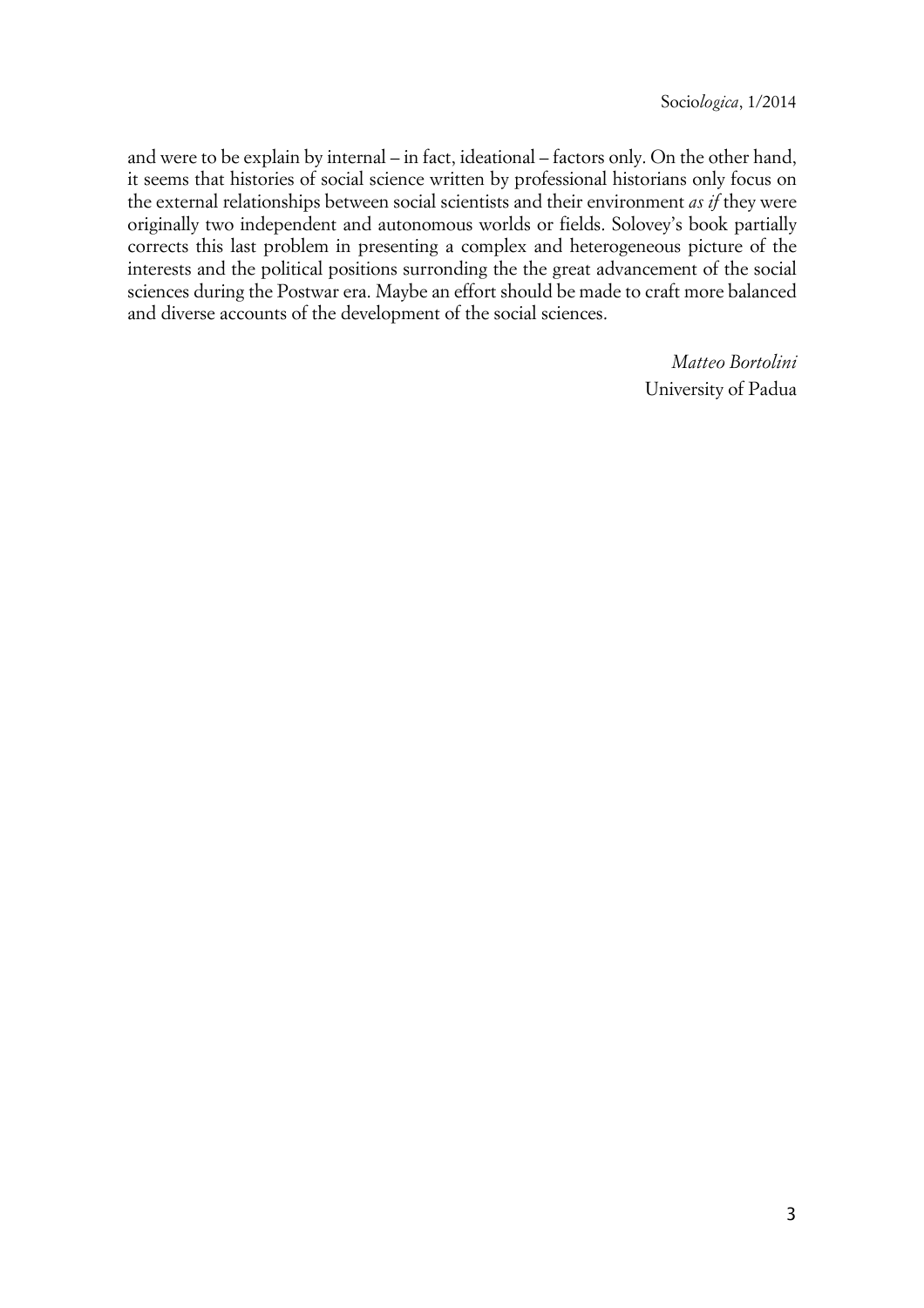and were to be explain by internal – in fact, ideational – factors only. On the other hand, it seems that histories of social science written by professional historians only focus on the external relationships between social scientists and their environment *as if* they were originally two independent and autonomous worlds or fields. Solovey's book partially corrects this last problem in presenting a complex and heterogeneous picture of the interests and the political positions surronding the the great advancement of the social sciences during the Postwar era. Maybe an effort should be made to craft more balanced and diverse accounts of the development of the social sciences.

*Matteo Bortolini*
University of Padua